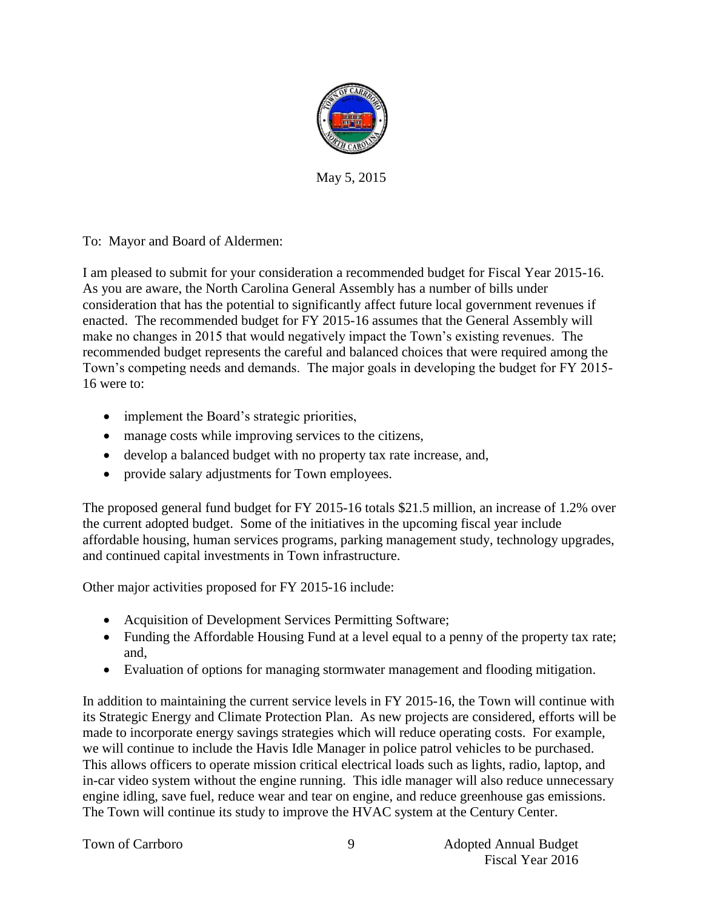May 5, 2015

To: Mayor and Board of Aldermen:

I am pleased to submit for your consideration a recommended budget for Fiscal Year 2015-16. As you are aware, the North Carolina General Assembly has a number of bills under consideration that has the potential to significantly affect future local government revenues if enacted. The recommended budget for FY 2015-16 assumes that the General Assembly will make no changes in 2015 that would negatively impact the Town's existing revenues. The recommended budget represents the careful and balanced choices that were required among the Town's competing needs and demands. The major goals in developing the budget for FY 2015-16 were to:

- implement the Board's strategic priorities,
- manage costs while improving services to the citizens,
- develop a balanced budget with no property tax rate increase, and,
- provide salary adjustments for Town employees.

The proposed general fund budget for FY 2015-16 totals $21.5 million, an increase of 1.2% over the current adopted budget. Some of the initiatives in the upcoming fiscal year include affordable housing, human services programs, parking management study, technology upgrades, and continued capital investments in Town infrastructure.

Other major activities proposed for FY 2015-16 include:

- Acquisition of Development Services Permitting Software;
- Funding the Affordable Housing Fund at a level equal to a penny of the property tax rate; and,
- Evaluation of options for managing stormwater management and flooding mitigation.

In addition to maintaining the current service levels in FY 2015-16, the Town will continue with its Strategic Energy and Climate Protection Plan. As new projects are considered, efforts will be made to incorporate energy savings strategies which will reduce operating costs. For example, we will continue to include the Havis Idle Manager in police patrol vehicles to be purchased. This allows officers to operate mission critical electrical loads such as lights, radio, laptop, and in-car video system without the engine running. This idle manager will also reduce unnecessary engine idling, save fuel, reduce wear and tear on engine, and reduce greenhouse gas emissions. The Town will continue its study to improve the HVAC system at the Century Center.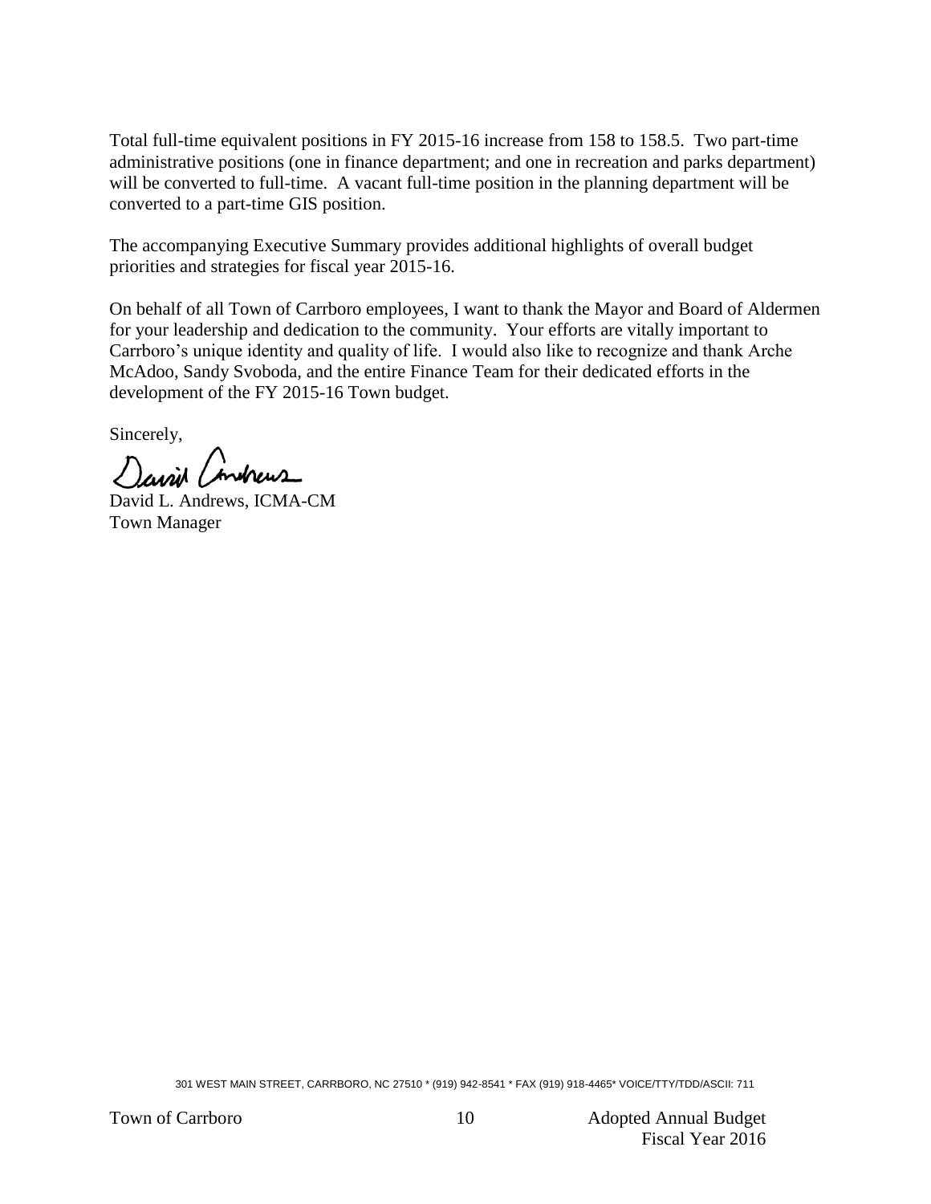Total full-time equivalent positions in FY 2015-16 increase from 158 to 158.5. Two part-time administrative positions (one in finance department; and one in recreation and parks department) will be converted to full-time. A vacant full-time position in the planning department will be converted to a part-time GIS position.

The accompanying Executive Summary provides additional highlights of overall budget priorities and strategies for fiscal year 2015-16.

On behalf of all Town of Carrboro employees, I want to thank the Mayor and Board of Aldermen for your leadership and dedication to the community. Your efforts are vitally important to Carrboro's unique identity and quality of life. I would also like to recognize and thank Arche McAdoo, Sandy Svoboda, and the entire Finance Team for their dedicated efforts in the development of the FY 2015-16 Town budget.

Sincerely,

David L. Andrews, ICMA-CM
Town Manager

301 WEST MAIN STREET, CARRBORO, NC 27510 * (919) 942-8541 * FAX (919) 918-4465* VOICE/TTY/TDD/ASCII: 711